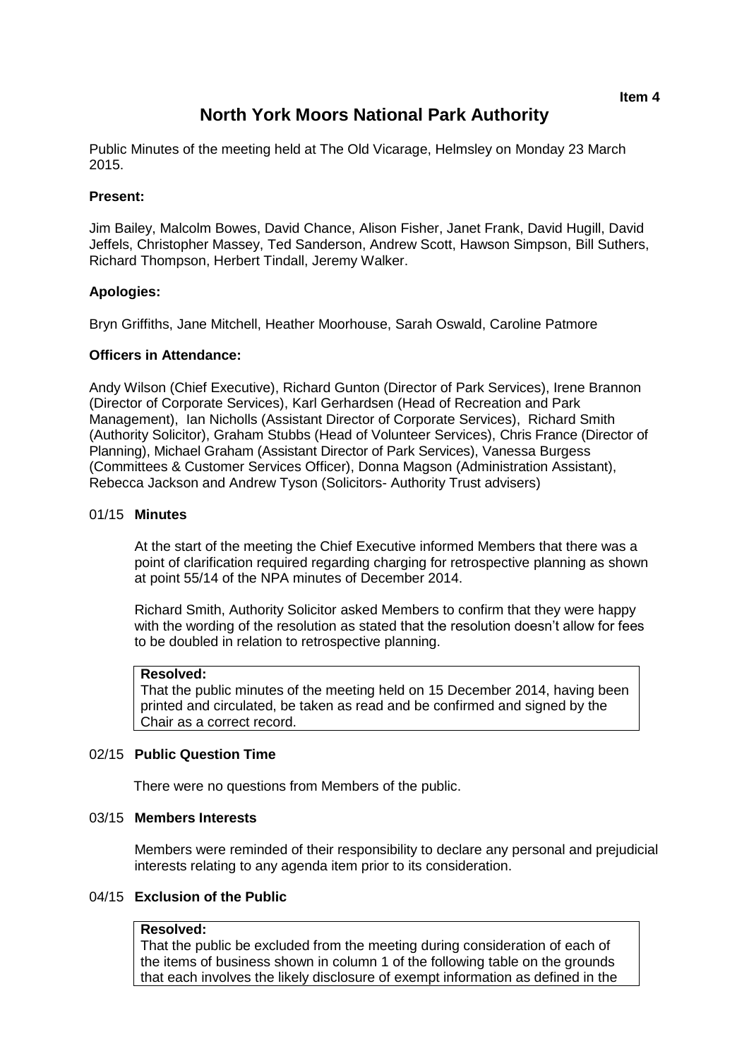**Item 4**

# North York Moors National Park Authority

Public Minutes of the meeting held at The Old Vicarage, Helmsley on Monday 23 March 2015.

**Present:**

Jim Bailey, Malcolm Bowes, David Chance, Alison Fisher, Janet Frank, David Hugill, David Jeffels, Christopher Massey, Ted Sanderson, Andrew Scott, Hawson Simpson, Bill Suthers, Richard Thompson, Herbert Tindall, Jeremy Walker.

**Apologies:**

Bryn Griffiths, Jane Mitchell, Heather Moorhouse, Sarah Oswald, Caroline Patmore

**Officers in Attendance:**

Andy Wilson (Chief Executive), Richard Gunton (Director of Park Services), Irene Brannon (Director of Corporate Services), Karl Gerhardsen (Head of Recreation and Park Management), Ian Nicholls (Assistant Director of Corporate Services), Richard Smith (Authority Solicitor), Graham Stubbs (Head of Volunteer Services), Chris France (Director of Planning), Michael Graham (Assistant Director of Park Services), Vanessa Burgess (Committees & Customer Services Officer), Donna Magson (Administration Assistant), Rebecca Jackson and Andrew Tyson (Solicitors- Authority Trust advisers)

### 01/15 Minutes

At the start of the meeting the Chief Executive informed Members that there was a point of clarification required regarding charging for retrospective planning as shown at point 55/14 of the NPA minutes of December 2014.

Richard Smith, Authority Solicitor asked Members to confirm that they were happy with the wording of the resolution as stated that the resolution doesn't allow for fees to be doubled in relation to retrospective planning.

**Resolved:**
That the public minutes of the meeting held on 15 December 2014, having been printed and circulated, be taken as read and be confirmed and signed by the Chair as a correct record.

### 02/15 Public Question Time

There were no questions from Members of the public.

### 03/15 Members Interests

Members were reminded of their responsibility to declare any personal and prejudicial interests relating to any agenda item prior to its consideration.

### 04/15 Exclusion of the Public

**Resolved:**
That the public be excluded from the meeting during consideration of each of the items of business shown in column 1 of the following table on the grounds that each involves the likely disclosure of exempt information as defined in the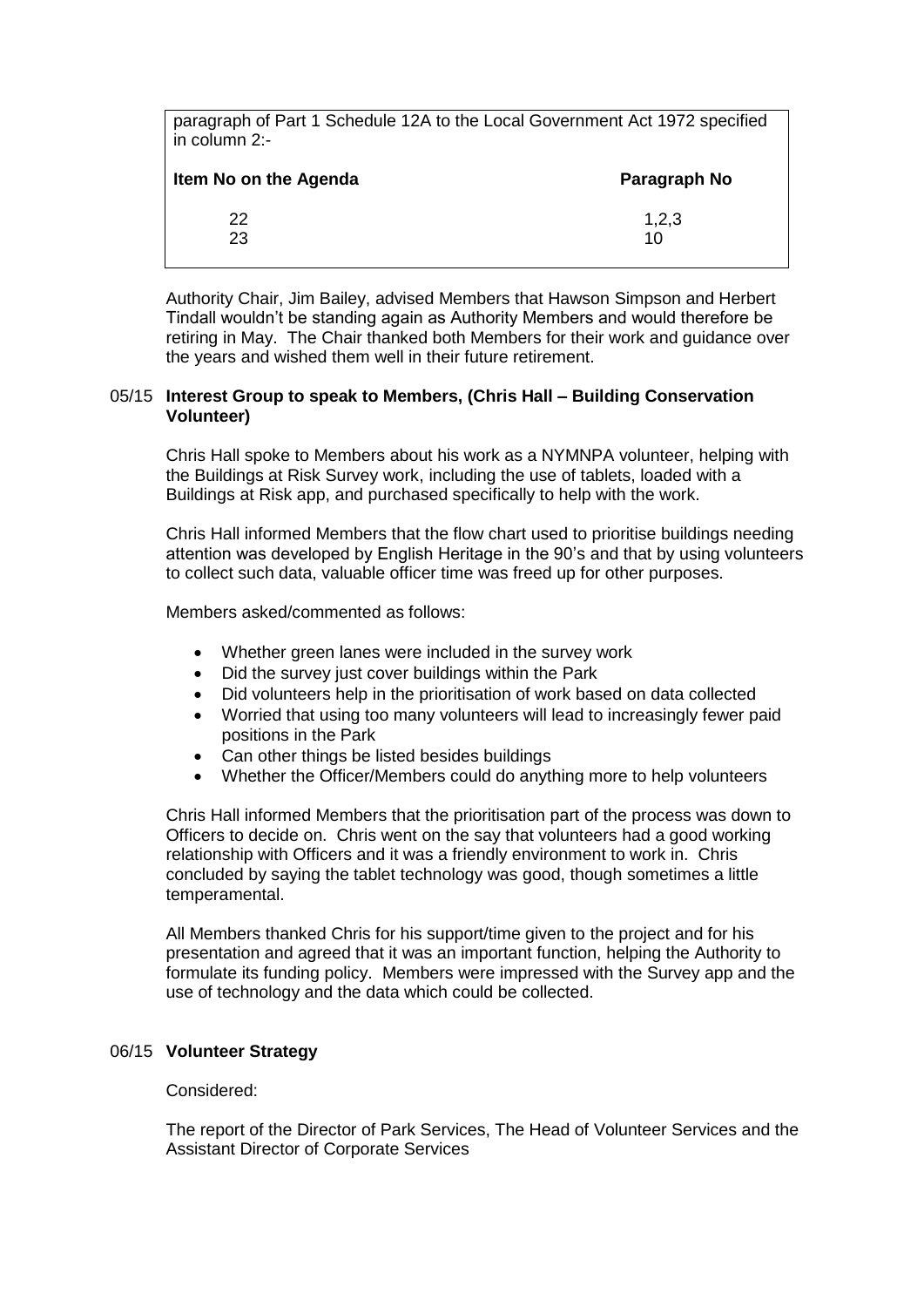paragraph of Part 1 Schedule 12A to the Local Government Act 1972 specified in column 2:-

| Item No on the Agenda | Paragraph No |
|---|---|
| 22 | 1,2,3 |
| 23 | 10 |

Authority Chair, Jim Bailey, advised Members that Hawson Simpson and Herbert Tindall wouldn't be standing again as Authority Members and would therefore be retiring in May. The Chair thanked both Members for their work and guidance over the years and wished them well in their future retirement.

## 05/15 Interest Group to speak to Members, (Chris Hall – Building Conservation Volunteer)

Chris Hall spoke to Members about his work as a NYMNPA volunteer, helping with the Buildings at Risk Survey work, including the use of tablets, loaded with a Buildings at Risk app, and purchased specifically to help with the work.

Chris Hall informed Members that the flow chart used to prioritise buildings needing attention was developed by English Heritage in the 90's and that by using volunteers to collect such data, valuable officer time was freed up for other purposes.

Members asked/commented as follows:

- Whether green lanes were included in the survey work
- Did the survey just cover buildings within the Park
- Did volunteers help in the prioritisation of work based on data collected
- Worried that using too many volunteers will lead to increasingly fewer paid positions in the Park
- Can other things be listed besides buildings
- Whether the Officer/Members could do anything more to help volunteers

Chris Hall informed Members that the prioritisation part of the process was down to Officers to decide on. Chris went on the say that volunteers had a good working relationship with Officers and it was a friendly environment to work in. Chris concluded by saying the tablet technology was good, though sometimes a little temperamental.

All Members thanked Chris for his support/time given to the project and for his presentation and agreed that it was an important function, helping the Authority to formulate its funding policy. Members were impressed with the Survey app and the use of technology and the data which could be collected.

## 06/15 Volunteer Strategy

Considered:

The report of the Director of Park Services, The Head of Volunteer Services and the Assistant Director of Corporate Services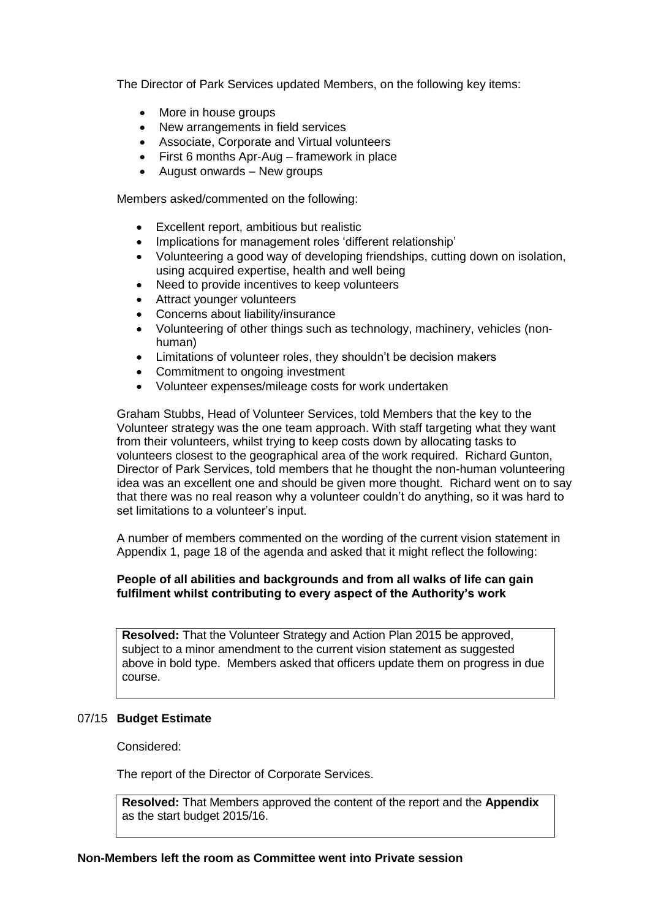The Director of Park Services updated Members, on the following key items:

- More in house groups
- New arrangements in field services
- Associate, Corporate and Virtual volunteers
- First 6 months Apr-Aug – framework in place
- August onwards – New groups

Members asked/commented on the following:

- Excellent report, ambitious but realistic
- Implications for management roles 'different relationship'
- Volunteering a good way of developing friendships, cutting down on isolation, using acquired expertise, health and well being
- Need to provide incentives to keep volunteers
- Attract younger volunteers
- Concerns about liability/insurance
- Volunteering of other things such as technology, machinery, vehicles (non-human)
- Limitations of volunteer roles, they shouldn't be decision makers
- Commitment to ongoing investment
- Volunteer expenses/mileage costs for work undertaken

Graham Stubbs, Head of Volunteer Services, told Members that the key to the Volunteer strategy was the one team approach. With staff targeting what they want from their volunteers, whilst trying to keep costs down by allocating tasks to volunteers closest to the geographical area of the work required. Richard Gunton, Director of Park Services, told members that he thought the non-human volunteering idea was an excellent one and should be given more thought. Richard went on to say that there was no real reason why a volunteer couldn't do anything, so it was hard to set limitations to a volunteer's input.

A number of members commented on the wording of the current vision statement in Appendix 1, page 18 of the agenda and asked that it might reflect the following:

**People of all abilities and backgrounds and from all walks of life can gain fulfilment whilst contributing to every aspect of the Authority's work**

**Resolved:** That the Volunteer Strategy and Action Plan 2015 be approved, subject to a minor amendment to the current vision statement as suggested above in bold type. Members asked that officers update them on progress in due course.

## 07/15 Budget Estimate

Considered:

The report of the Director of Corporate Services.

**Resolved:** That Members approved the content of the report and the **Appendix** as the start budget 2015/16.

**Non-Members left the room as Committee went into Private session**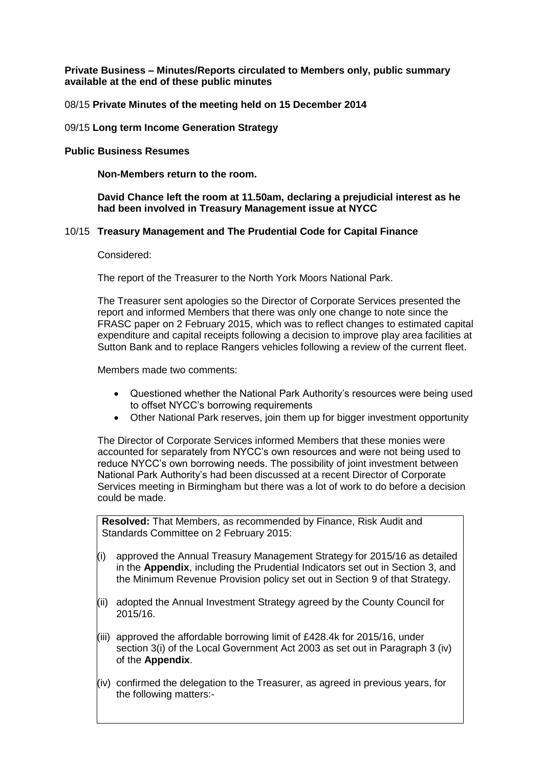**Private Business – Minutes/Reports circulated to Members only, public summary available at the end of these public minutes**

08/15 **Private Minutes of the meeting held on 15 December 2014**

09/15 **Long term Income Generation Strategy**

**Public Business Resumes**

**Non-Members return to the room.**

**David Chance left the room at 11.50am, declaring a prejudicial interest as he had been involved in Treasury Management issue at NYCC**

10/15 **Treasury Management and The Prudential Code for Capital Finance**

Considered:

The report of the Treasurer to the North York Moors National Park.

The Treasurer sent apologies so the Director of Corporate Services presented the report and informed Members that there was only one change to note since the FRASC paper on 2 February 2015, which was to reflect changes to estimated capital expenditure and capital receipts following a decision to improve play area facilities at Sutton Bank and to replace Rangers vehicles following a review of the current fleet.

Members made two comments:

- Questioned whether the National Park Authority's resources were being used to offset NYCC's borrowing requirements
- Other National Park reserves, join them up for bigger investment opportunity

The Director of Corporate Services informed Members that these monies were accounted for separately from NYCC's own resources and were not being used to reduce NYCC's own borrowing needs. The possibility of joint investment between National Park Authority's had been discussed at a recent Director of Corporate Services meeting in Birmingham but there was a lot of work to do before a decision could be made.

**Resolved:** That Members, as recommended by Finance, Risk Audit and Standards Committee on 2 February 2015:

(i) approved the Annual Treasury Management Strategy for 2015/16 as detailed in the **Appendix**, including the Prudential Indicators set out in Section 3, and the Minimum Revenue Provision policy set out in Section 9 of that Strategy.

(ii) adopted the Annual Investment Strategy agreed by the County Council for 2015/16.

(iii) approved the affordable borrowing limit of £428.4k for 2015/16, under section 3(i) of the Local Government Act 2003 as set out in Paragraph 3 (iv) of the **Appendix**.

(iv) confirmed the delegation to the Treasurer, as agreed in previous years, for the following matters:-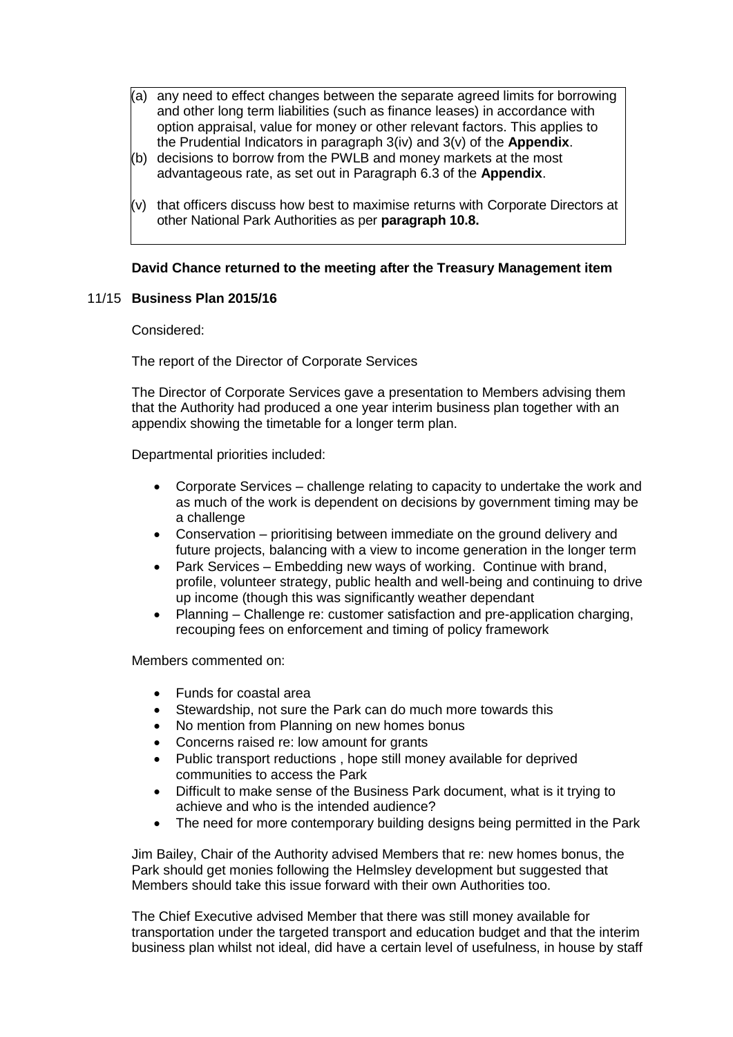(a) any need to effect changes between the separate agreed limits for borrowing and other long term liabilities (such as finance leases) in accordance with option appraisal, value for money or other relevant factors. This applies to the Prudential Indicators in paragraph 3(iv) and 3(v) of the **Appendix**.

(b) decisions to borrow from the PWLB and money markets at the most advantageous rate, as set out in Paragraph 6.3 of the **Appendix**.

(v) that officers discuss how best to maximise returns with Corporate Directors at other National Park Authorities as per **paragraph 10.8.**

**David Chance returned to the meeting after the Treasury Management item**

11/15 **Business Plan 2015/16**

Considered:

The report of the Director of Corporate Services

The Director of Corporate Services gave a presentation to Members advising them that the Authority had produced a one year interim business plan together with an appendix showing the timetable for a longer term plan.

Departmental priorities included:

- Corporate Services – challenge relating to capacity to undertake the work and as much of the work is dependent on decisions by government timing may be a challenge
- Conservation – prioritising between immediate on the ground delivery and future projects, balancing with a view to income generation in the longer term
- Park Services – Embedding new ways of working. Continue with brand, profile, volunteer strategy, public health and well-being and continuing to drive up income (though this was significantly weather dependant
- Planning – Challenge re: customer satisfaction and pre-application charging, recouping fees on enforcement and timing of policy framework

Members commented on:

- Funds for coastal area
- Stewardship, not sure the Park can do much more towards this
- No mention from Planning on new homes bonus
- Concerns raised re: low amount for grants
- Public transport reductions , hope still money available for deprived communities to access the Park
- Difficult to make sense of the Business Park document, what is it trying to achieve and who is the intended audience?
- The need for more contemporary building designs being permitted in the Park

Jim Bailey, Chair of the Authority advised Members that re: new homes bonus, the Park should get monies following the Helmsley development but suggested that Members should take this issue forward with their own Authorities too.

The Chief Executive advised Member that there was still money available for transportation under the targeted transport and education budget and that the interim business plan whilst not ideal, did have a certain level of usefulness, in house by staff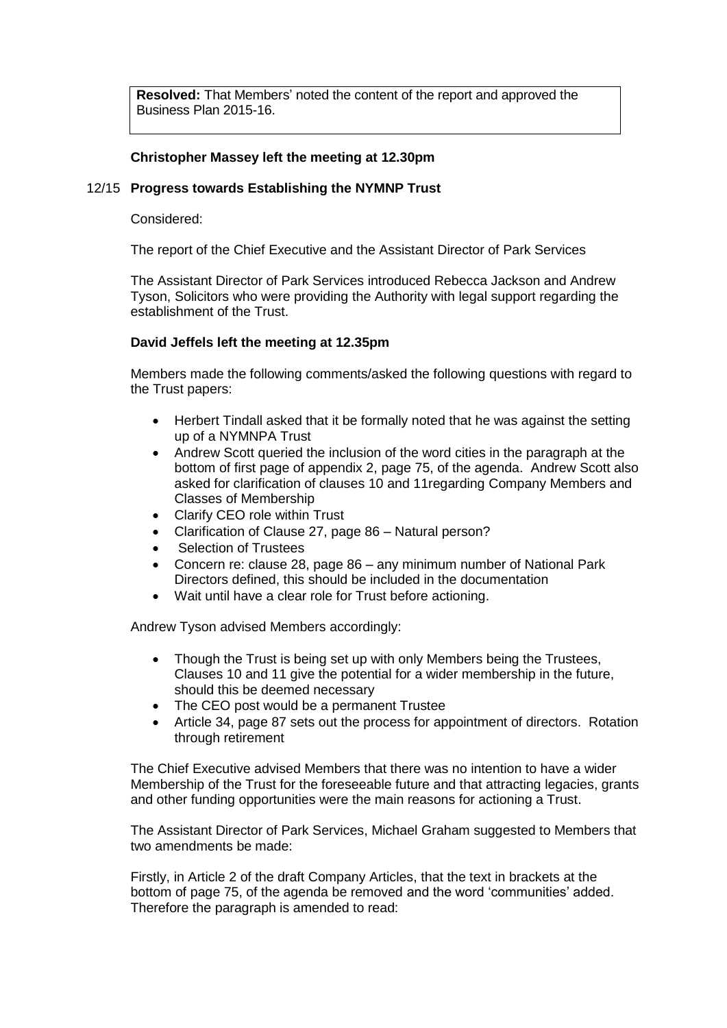**Resolved:** That Members' noted the content of the report and approved the Business Plan 2015-16.

**Christopher Massey left the meeting at 12.30pm**

12/15 **Progress towards Establishing the NYMNP Trust**

Considered:

The report of the Chief Executive and the Assistant Director of Park Services

The Assistant Director of Park Services introduced Rebecca Jackson and Andrew Tyson, Solicitors who were providing the Authority with legal support regarding the establishment of the Trust.

**David Jeffels left the meeting at 12.35pm**

Members made the following comments/asked the following questions with regard to the Trust papers:

- Herbert Tindall asked that it be formally noted that he was against the setting up of a NYMNPA Trust
- Andrew Scott queried the inclusion of the word cities in the paragraph at the bottom of first page of appendix 2, page 75, of the agenda. Andrew Scott also asked for clarification of clauses 10 and 11regarding Company Members and Classes of Membership
- Clarify CEO role within Trust
- Clarification of Clause 27, page 86 – Natural person?
- Selection of Trustees
- Concern re: clause 28, page 86 – any minimum number of National Park Directors defined, this should be included in the documentation
- Wait until have a clear role for Trust before actioning.

Andrew Tyson advised Members accordingly:

- Though the Trust is being set up with only Members being the Trustees, Clauses 10 and 11 give the potential for a wider membership in the future, should this be deemed necessary
- The CEO post would be a permanent Trustee
- Article 34, page 87 sets out the process for appointment of directors. Rotation through retirement

The Chief Executive advised Members that there was no intention to have a wider Membership of the Trust for the foreseeable future and that attracting legacies, grants and other funding opportunities were the main reasons for actioning a Trust.

The Assistant Director of Park Services, Michael Graham suggested to Members that two amendments be made:

Firstly, in Article 2 of the draft Company Articles, that the text in brackets at the bottom of page 75, of the agenda be removed and the word 'communities' added. Therefore the paragraph is amended to read: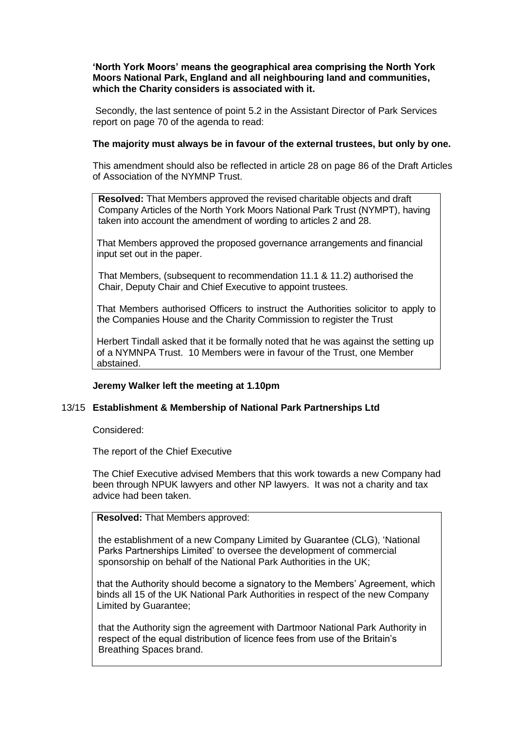**'North York Moors' means the geographical area comprising the North York Moors National Park, England and all neighbouring land and communities, which the Charity considers is associated with it.**

Secondly, the last sentence of point 5.2 in the Assistant Director of Park Services report on page 70 of the agenda to read:

**The majority must always be in favour of the external trustees, but only by one.**

This amendment should also be reflected in article 28 on page 86 of the Draft Articles of Association of the NYMNP Trust.

> **Resolved:** That Members approved the revised charitable objects and draft Company Articles of the North York Moors National Park Trust (NYMPT), having taken into account the amendment of wording to articles 2 and 28.
>
> That Members approved the proposed governance arrangements and financial input set out in the paper.
>
> That Members, (subsequent to recommendation 11.1 & 11.2) authorised the Chair, Deputy Chair and Chief Executive to appoint trustees.
>
> That Members authorised Officers to instruct the Authorities solicitor to apply to the Companies House and the Charity Commission to register the Trust
>
> Herbert Tindall asked that it be formally noted that he was against the setting up of a NYMNPA Trust. 10 Members were in favour of the Trust, one Member abstained.

**Jeremy Walker left the meeting at 1.10pm**

## 13/15 Establishment & Membership of National Park Partnerships Ltd

Considered:

The report of the Chief Executive

The Chief Executive advised Members that this work towards a new Company had been through NPUK lawyers and other NP lawyers. It was not a charity and tax advice had been taken.

> **Resolved:** That Members approved:
>
> the establishment of a new Company Limited by Guarantee (CLG), 'National Parks Partnerships Limited' to oversee the development of commercial sponsorship on behalf of the National Park Authorities in the UK;
>
> that the Authority should become a signatory to the Members' Agreement, which binds all 15 of the UK National Park Authorities in respect of the new Company Limited by Guarantee;
>
> that the Authority sign the agreement with Dartmoor National Park Authority in respect of the equal distribution of licence fees from use of the Britain's Breathing Spaces brand.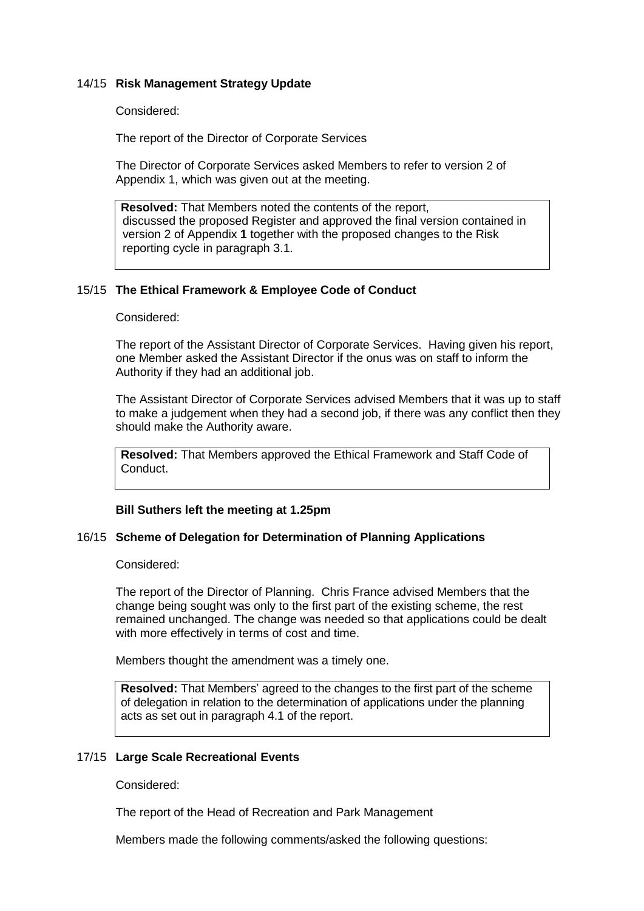## 14/15 Risk Management Strategy Update

Considered:

The report of the Director of Corporate Services

The Director of Corporate Services asked Members to refer to version 2 of Appendix 1, which was given out at the meeting.

> **Resolved:** That Members noted the contents of the report, discussed the proposed Register and approved the final version contained in version 2 of Appendix **1** together with the proposed changes to the Risk reporting cycle in paragraph 3.1.

## 15/15 The Ethical Framework & Employee Code of Conduct

Considered:

The report of the Assistant Director of Corporate Services. Having given his report, one Member asked the Assistant Director if the onus was on staff to inform the Authority if they had an additional job.

The Assistant Director of Corporate Services advised Members that it was up to staff to make a judgement when they had a second job, if there was any conflict then they should make the Authority aware.

> **Resolved:** That Members approved the Ethical Framework and Staff Code of Conduct.

**Bill Suthers left the meeting at 1.25pm**

## 16/15 Scheme of Delegation for Determination of Planning Applications

Considered:

The report of the Director of Planning. Chris France advised Members that the change being sought was only to the first part of the existing scheme, the rest remained unchanged. The change was needed so that applications could be dealt with more effectively in terms of cost and time.

Members thought the amendment was a timely one.

> **Resolved:** That Members' agreed to the changes to the first part of the scheme of delegation in relation to the determination of applications under the planning acts as set out in paragraph 4.1 of the report.

## 17/15 Large Scale Recreational Events

Considered:

The report of the Head of Recreation and Park Management

Members made the following comments/asked the following questions: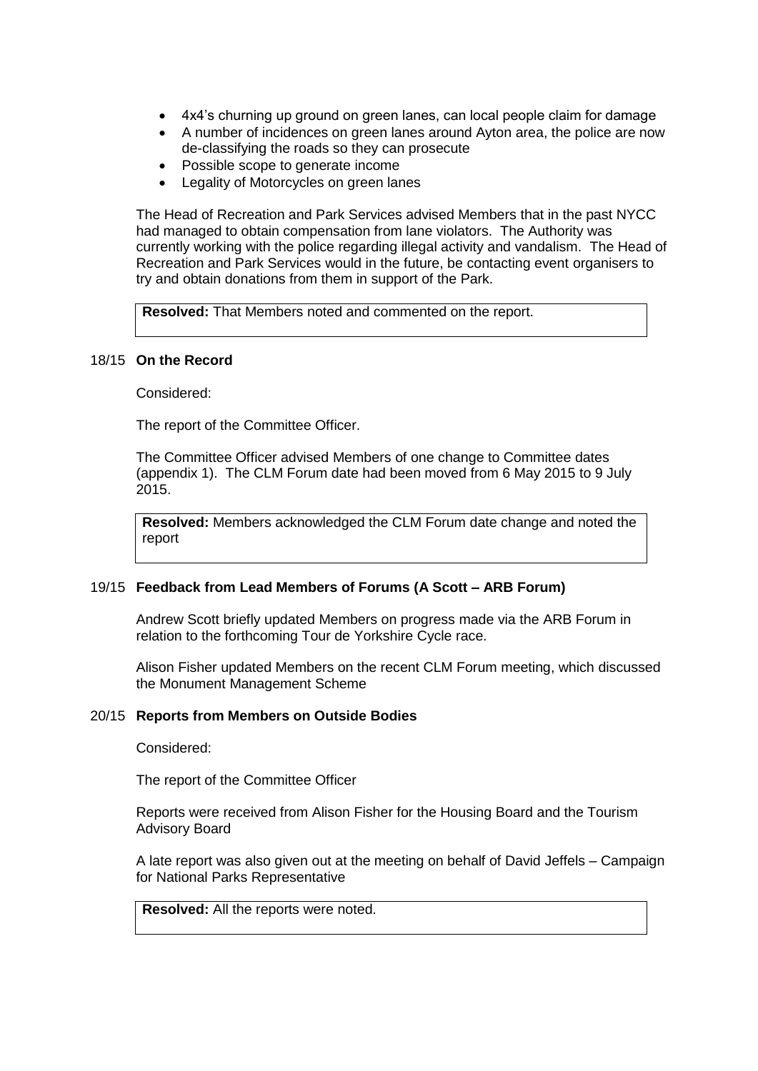- 4x4's churning up ground on green lanes, can local people claim for damage
- A number of incidences on green lanes around Ayton area, the police are now de-classifying the roads so they can prosecute
- Possible scope to generate income
- Legality of Motorcycles on green lanes

The Head of Recreation and Park Services advised Members that in the past NYCC had managed to obtain compensation from lane violators. The Authority was currently working with the police regarding illegal activity and vandalism. The Head of Recreation and Park Services would in the future, be contacting event organisers to try and obtain donations from them in support of the Park.

**Resolved:** That Members noted and commented on the report.

### 18/15 On the Record

Considered:

The report of the Committee Officer.

The Committee Officer advised Members of one change to Committee dates (appendix 1). The CLM Forum date had been moved from 6 May 2015 to 9 July 2015.

**Resolved:** Members acknowledged the CLM Forum date change and noted the report

### 19/15 Feedback from Lead Members of Forums (A Scott – ARB Forum)

Andrew Scott briefly updated Members on progress made via the ARB Forum in relation to the forthcoming Tour de Yorkshire Cycle race.

Alison Fisher updated Members on the recent CLM Forum meeting, which discussed the Monument Management Scheme

### 20/15 Reports from Members on Outside Bodies

Considered:

The report of the Committee Officer

Reports were received from Alison Fisher for the Housing Board and the Tourism Advisory Board

A late report was also given out at the meeting on behalf of David Jeffels – Campaign for National Parks Representative

**Resolved:** All the reports were noted.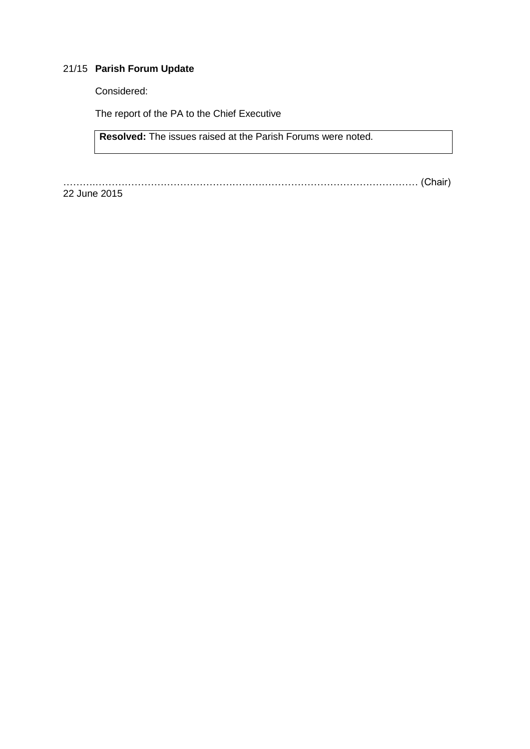### 21/15 **Parish Forum Update**

Considered:

The report of the PA to the Chief Executive

**Resolved:** The issues raised at the Parish Forums were noted.

………………………………………………………………………………………… (Chair)
22 June 2015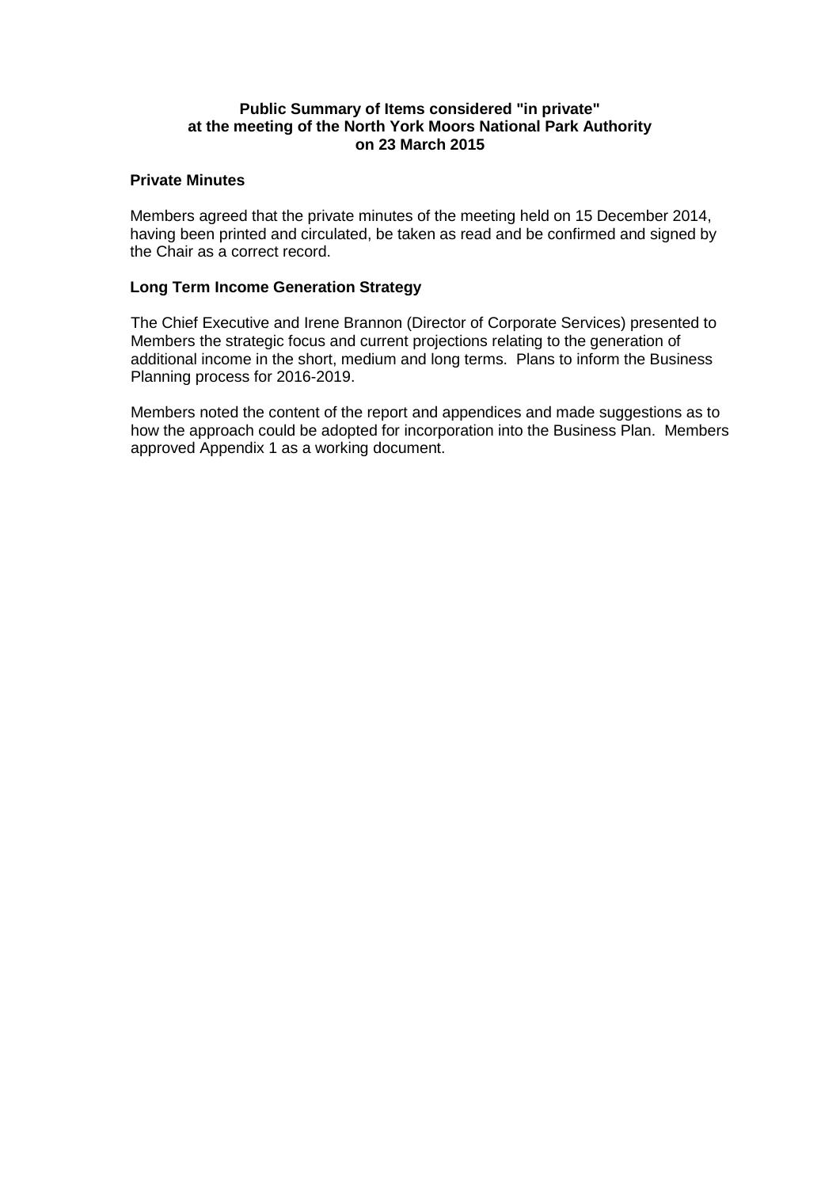**Public Summary of Items considered "in private"**
**at the meeting of the North York Moors National Park Authority**
**on 23 March 2015**

## Private Minutes

Members agreed that the private minutes of the meeting held on 15 December 2014, having been printed and circulated, be taken as read and be confirmed and signed by the Chair as a correct record.

## Long Term Income Generation Strategy

The Chief Executive and Irene Brannon (Director of Corporate Services) presented to Members the strategic focus and current projections relating to the generation of additional income in the short, medium and long terms. Plans to inform the Business Planning process for 2016-2019.

Members noted the content of the report and appendices and made suggestions as to how the approach could be adopted for incorporation into the Business Plan. Members approved Appendix 1 as a working document.